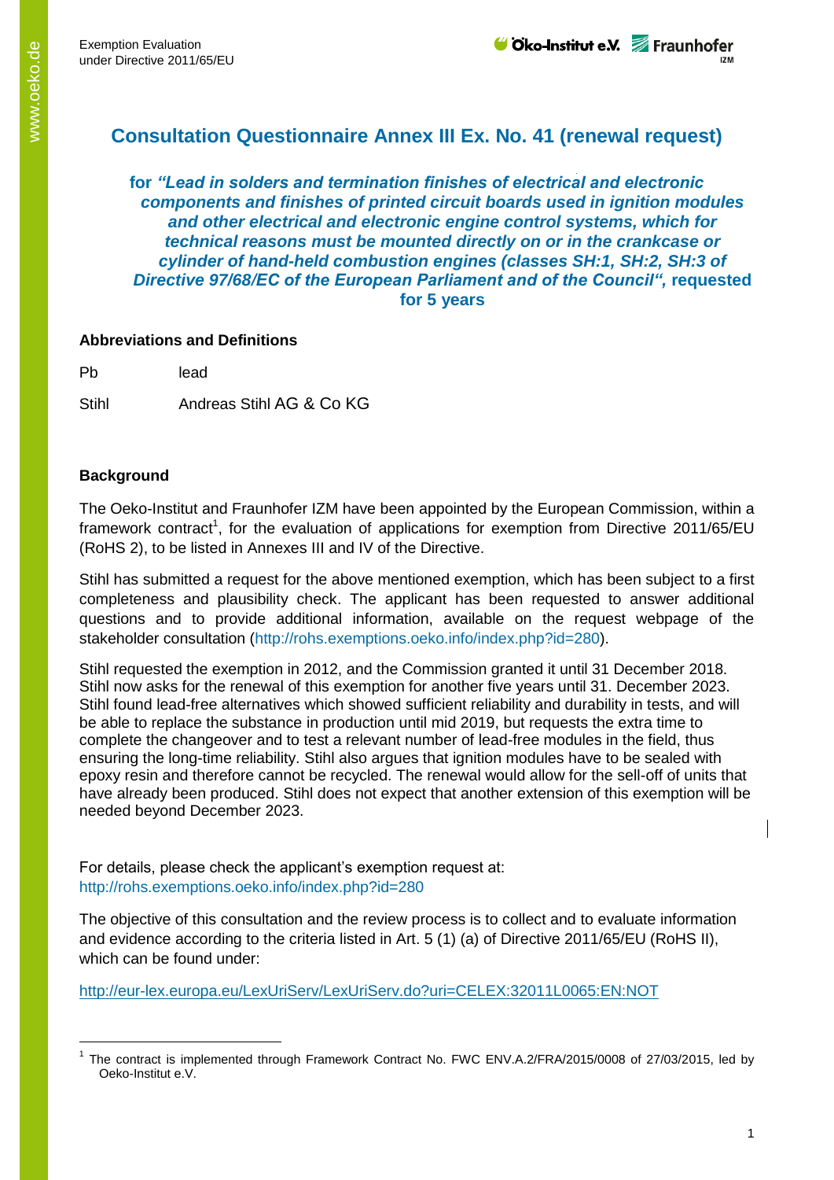# Consultation Questionnaire Annex III Ex. No. 41 (renewal request)

**for *"Lead in solders and termination finishes of electrical and electronic components and finishes of printed circuit boards used in ignition modules and other electrical and electronic engine control systems, which for technical reasons must be mounted directly on or in the crankcase or cylinder of hand-held combustion engines (classes SH:1, SH:2, SH:3 of Directive 97/68/EC of the European Parliament and of the Council"*, requested for 5 years**

### Abbreviations and Definitions

| | |
|---|---|
| Pb | lead |
| Stihl | Andreas Stihl AG & Co KG |

### Background

The Oeko-Institut and Fraunhofer IZM have been appointed by the European Commission, within a framework contract[1], for the evaluation of applications for exemption from Directive 2011/65/EU (RoHS 2), to be listed in Annexes III and IV of the Directive.

Stihl has submitted a request for the above mentioned exemption, which has been subject to a first completeness and plausibility check. The applicant has been requested to answer additional questions and to provide additional information, available on the request webpage of the stakeholder consultation (http://rohs.exemptions.oeko.info/index.php?id=280).

Stihl requested the exemption in 2012, and the Commission granted it until 31 December 2018. Stihl now asks for the renewal of this exemption for another five years until 31. December 2023. Stihl found lead-free alternatives which showed sufficient reliability and durability in tests, and will be able to replace the substance in production until mid 2019, but requests the extra time to complete the changeover and to test a relevant number of lead-free modules in the field, thus ensuring the long-time reliability. Stihl also argues that ignition modules have to be sealed with epoxy resin and therefore cannot be recycled. The renewal would allow for the sell-off of units that have already been produced. Stihl does not expect that another extension of this exemption will be needed beyond December 2023.

For details, please check the applicant's exemption request at:
http://rohs.exemptions.oeko.info/index.php?id=280

The objective of this consultation and the review process is to collect and to evaluate information and evidence according to the criteria listed in Art. 5 (1) (a) of Directive 2011/65/EU (RoHS II), which can be found under:

http://eur-lex.europa.eu/LexUriServ/LexUriServ.do?uri=CELEX:32011L0065:EN:NOT

[1] The contract is implemented through Framework Contract No. FWC ENV.A.2/FRA/2015/0008 of 27/03/2015, led by Oeko-Institut e.V.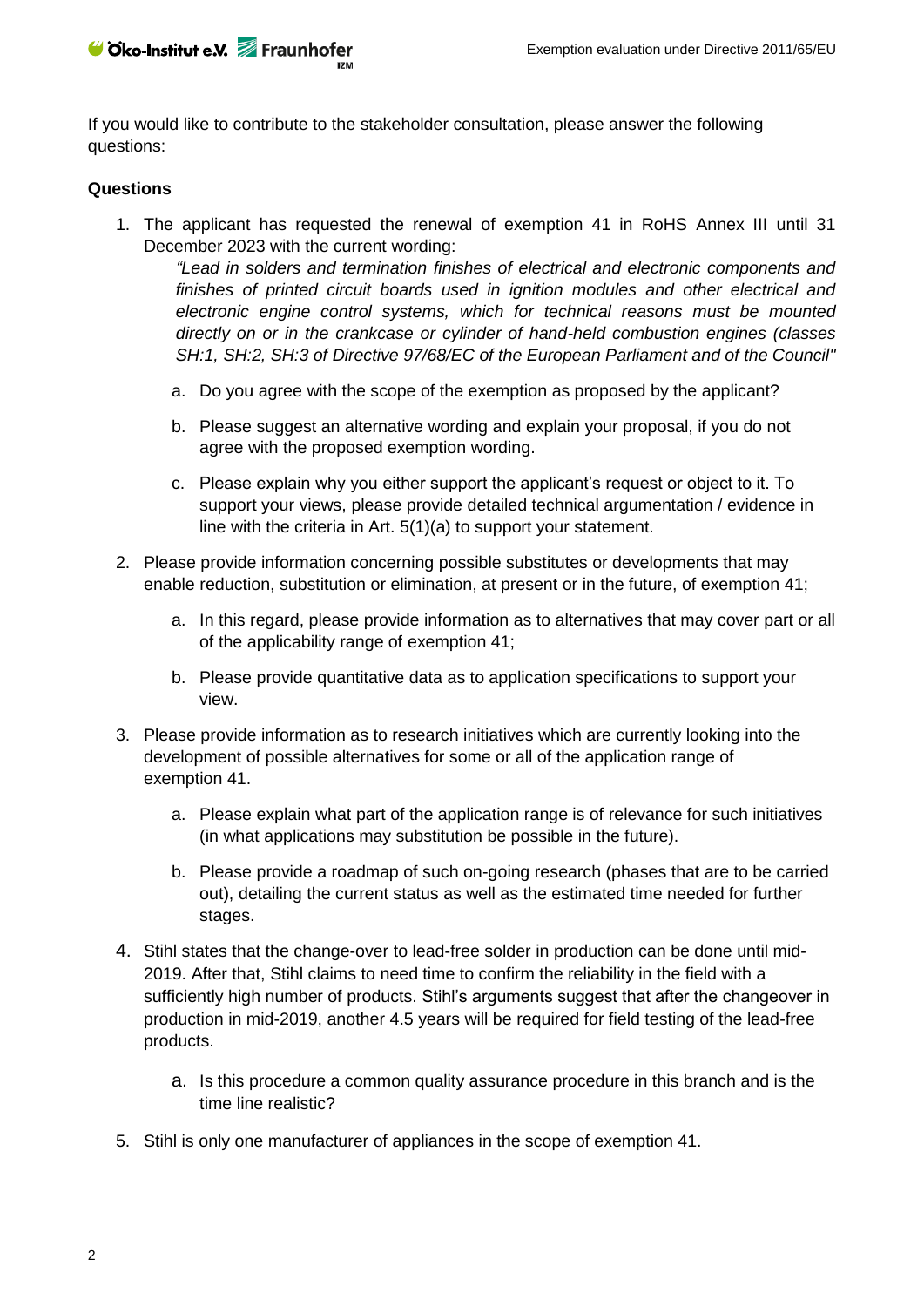If you would like to contribute to the stakeholder consultation, please answer the following questions:

**Questions**

1. The applicant has requested the renewal of exemption 41 in RoHS Annex III until 31 December 2023 with the current wording:

   *"Lead in solders and termination finishes of electrical and electronic components and finishes of printed circuit boards used in ignition modules and other electrical and electronic engine control systems, which for technical reasons must be mounted directly on or in the crankcase or cylinder of hand-held combustion engines (classes SH:1, SH:2, SH:3 of Directive 97/68/EC of the European Parliament and of the Council"*

   a. Do you agree with the scope of the exemption as proposed by the applicant?

   b. Please suggest an alternative wording and explain your proposal, if you do not agree with the proposed exemption wording.

   c. Please explain why you either support the applicant's request or object to it. To support your views, please provide detailed technical argumentation / evidence in line with the criteria in Art. 5(1)(a) to support your statement.

2. Please provide information concerning possible substitutes or developments that may enable reduction, substitution or elimination, at present or in the future, of exemption 41;

   a. In this regard, please provide information as to alternatives that may cover part or all of the applicability range of exemption 41;

   b. Please provide quantitative data as to application specifications to support your view.

3. Please provide information as to research initiatives which are currently looking into the development of possible alternatives for some or all of the application range of exemption 41.

   a. Please explain what part of the application range is of relevance for such initiatives (in what applications may substitution be possible in the future).

   b. Please provide a roadmap of such on-going research (phases that are to be carried out), detailing the current status as well as the estimated time needed for further stages.

4. Stihl states that the change-over to lead-free solder in production can be done until mid-2019. After that, Stihl claims to need time to confirm the reliability in the field with a sufficiently high number of products. Stihl's arguments suggest that after the changeover in production in mid-2019, another 4.5 years will be required for field testing of the lead-free products.

   a. Is this procedure a common quality assurance procedure in this branch and is the time line realistic?

5. Stihl is only one manufacturer of appliances in the scope of exemption 41.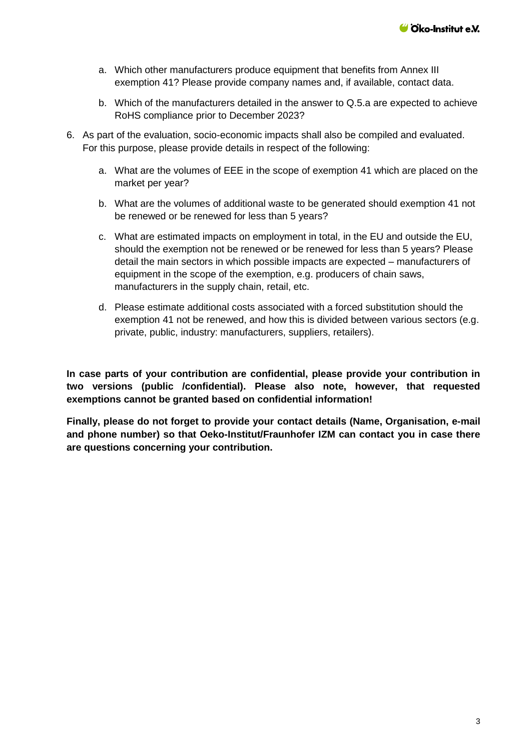a. Which other manufacturers produce equipment that benefits from Annex III exemption 41? Please provide company names and, if available, contact data.

b. Which of the manufacturers detailed in the answer to Q.5.a are expected to achieve RoHS compliance prior to December 2023?

6. As part of the evaluation, socio-economic impacts shall also be compiled and evaluated. For this purpose, please provide details in respect of the following:

   a. What are the volumes of EEE in the scope of exemption 41 which are placed on the market per year?

   b. What are the volumes of additional waste to be generated should exemption 41 not be renewed or be renewed for less than 5 years?

   c. What are estimated impacts on employment in total, in the EU and outside the EU, should the exemption not be renewed or be renewed for less than 5 years? Please detail the main sectors in which possible impacts are expected – manufacturers of equipment in the scope of the exemption, e.g. producers of chain saws, manufacturers in the supply chain, retail, etc.

   d. Please estimate additional costs associated with a forced substitution should the exemption 41 not be renewed, and how this is divided between various sectors (e.g. private, public, industry: manufacturers, suppliers, retailers).

**In case parts of your contribution are confidential, please provide your contribution in two versions (public /confidential). Please also note, however, that requested exemptions cannot be granted based on confidential information!**

**Finally, please do not forget to provide your contact details (Name, Organisation, e-mail and phone number) so that Oeko-Institut/Fraunhofer IZM can contact you in case there are questions concerning your contribution.**